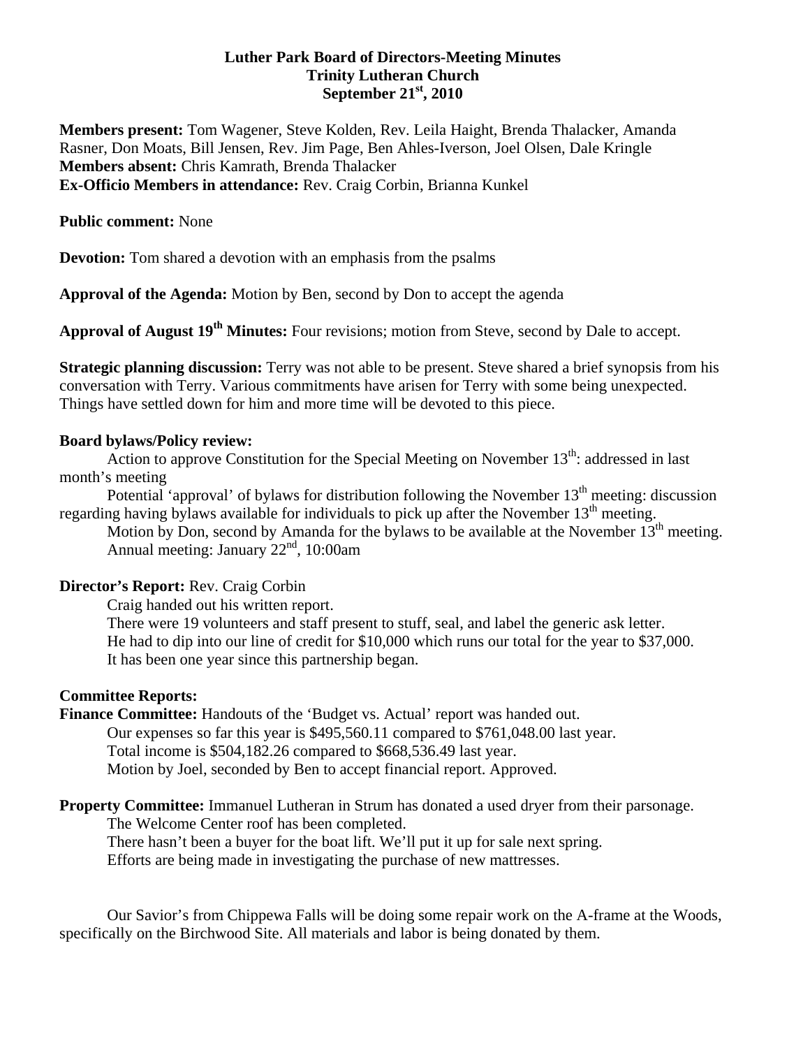**Luther Park Board of Directors-Meeting Minutes**
**Trinity Lutheran Church**
**September 21st, 2010**

**Members present:** Tom Wagener, Steve Kolden, Rev. Leila Haight, Brenda Thalacker, Amanda Rasner, Don Moats, Bill Jensen, Rev. Jim Page, Ben Ahles-Iverson, Joel Olsen, Dale Kringle
**Members absent:** Chris Kamrath, Brenda Thalacker
**Ex-Officio Members in attendance:** Rev. Craig Corbin, Brianna Kunkel

**Public comment:** None

**Devotion:** Tom shared a devotion with an emphasis from the psalms

**Approval of the Agenda:** Motion by Ben, second by Don to accept the agenda

**Approval of August 19th Minutes:** Four revisions; motion from Steve, second by Dale to accept.

**Strategic planning discussion:** Terry was not able to be present. Steve shared a brief synopsis from his conversation with Terry. Various commitments have arisen for Terry with some being unexpected. Things have settled down for him and more time will be devoted to this piece.

**Board bylaws/Policy review:**

Action to approve Constitution for the Special Meeting on November 13th: addressed in last month's meeting

Potential 'approval' of bylaws for distribution following the November 13th meeting: discussion regarding having bylaws available for individuals to pick up after the November 13th meeting.

Motion by Don, second by Amanda for the bylaws to be available at the November 13th meeting.

Annual meeting: January 22nd, 10:00am

**Director's Report:** Rev. Craig Corbin

Craig handed out his written report.

There were 19 volunteers and staff present to stuff, seal, and label the generic ask letter.

He had to dip into our line of credit for $10,000 which runs our total for the year to $37,000.

It has been one year since this partnership began.

**Committee Reports:**

**Finance Committee:** Handouts of the 'Budget vs. Actual' report was handed out.

Our expenses so far this year is $495,560.11 compared to $761,048.00 last year.

Total income is $504,182.26 compared to $668,536.49 last year.

Motion by Joel, seconded by Ben to accept financial report. Approved.

**Property Committee:** Immanuel Lutheran in Strum has donated a used dryer from their parsonage.

The Welcome Center roof has been completed.

There hasn't been a buyer for the boat lift. We'll put it up for sale next spring.

Efforts are being made in investigating the purchase of new mattresses.

Our Savior's from Chippewa Falls will be doing some repair work on the A-frame at the Woods, specifically on the Birchwood Site. All materials and labor is being donated by them.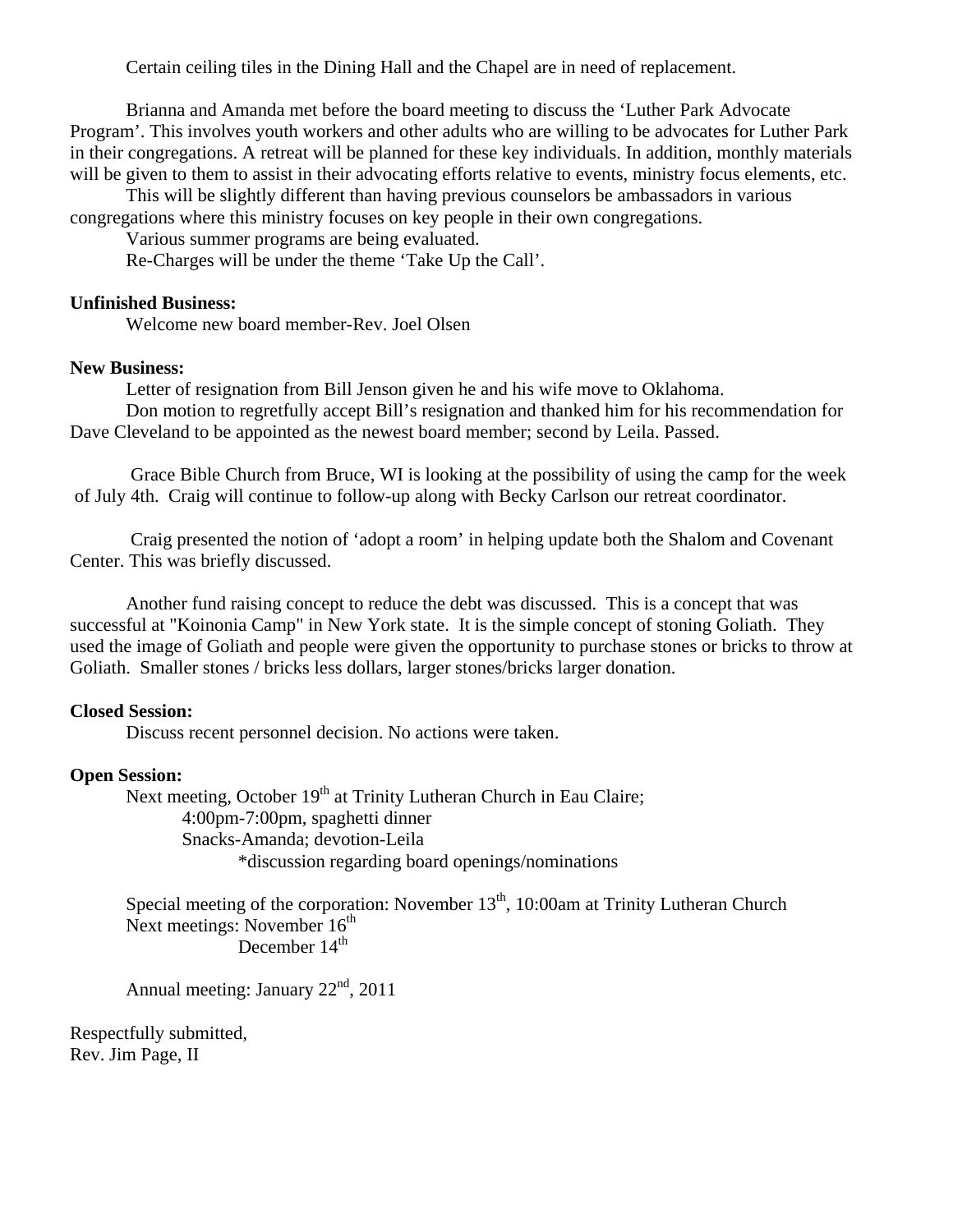Certain ceiling tiles in the Dining Hall and the Chapel are in need of replacement.

Brianna and Amanda met before the board meeting to discuss the 'Luther Park Advocate Program'. This involves youth workers and other adults who are willing to be advocates for Luther Park in their congregations. A retreat will be planned for these key individuals. In addition, monthly materials will be given to them to assist in their advocating efforts relative to events, ministry focus elements, etc.

This will be slightly different than having previous counselors be ambassadors in various congregations where this ministry focuses on key people in their own congregations.

Various summer programs are being evaluated.

Re-Charges will be under the theme 'Take Up the Call'.

**Unfinished Business:**

Welcome new board member-Rev. Joel Olsen

**New Business:**

Letter of resignation from Bill Jenson given he and his wife move to Oklahoma.

Don motion to regretfully accept Bill's resignation and thanked him for his recommendation for Dave Cleveland to be appointed as the newest board member; second by Leila. Passed.

Grace Bible Church from Bruce, WI is looking at the possibility of using the camp for the week of July 4th. Craig will continue to follow-up along with Becky Carlson our retreat coordinator.

Craig presented the notion of 'adopt a room' in helping update both the Shalom and Covenant Center. This was briefly discussed.

Another fund raising concept to reduce the debt was discussed. This is a concept that was successful at "Koinonia Camp" in New York state. It is the simple concept of stoning Goliath. They used the image of Goliath and people were given the opportunity to purchase stones or bricks to throw at Goliath. Smaller stones / bricks less dollars, larger stones/bricks larger donation.

**Closed Session:**

Discuss recent personnel decision. No actions were taken.

**Open Session:**

Next meeting, October 19th at Trinity Lutheran Church in Eau Claire;
4:00pm-7:00pm, spaghetti dinner
Snacks-Amanda; devotion-Leila
*discussion regarding board openings/nominations

Special meeting of the corporation: November 13th, 10:00am at Trinity Lutheran Church
Next meetings: November 16th
December 14th

Annual meeting: January 22nd, 2011

Respectfully submitted,
Rev. Jim Page, II